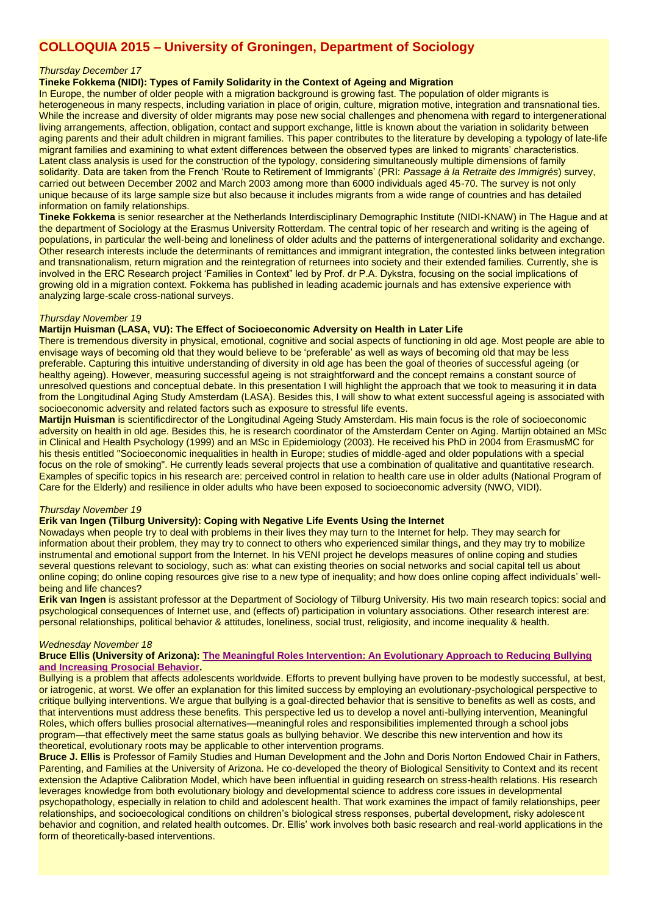# COLLOQUIA 2015 – University of Groningen, Department of Sociology

*Thursday December 17*

**Tineke Fokkema (NIDI): Types of Family Solidarity in the Context of Ageing and Migration**

In Europe, the number of older people with a migration background is growing fast. The population of older migrants is heterogeneous in many respects, including variation in place of origin, culture, migration motive, integration and transnational ties. While the increase and diversity of older migrants may pose new social challenges and phenomena with regard to intergenerational living arrangements, affection, obligation, contact and support exchange, little is known about the variation in solidarity between aging parents and their adult children in migrant families. This paper contributes to the literature by developing a typology of late-life migrant families and examining to what extent differences between the observed types are linked to migrants' characteristics. Latent class analysis is used for the construction of the typology, considering simultaneously multiple dimensions of family solidarity. Data are taken from the French 'Route to Retirement of Immigrants' (PRI: *Passage à la Retraite des Immigrés*) survey, carried out between December 2002 and March 2003 among more than 6000 individuals aged 45-70. The survey is not only unique because of its large sample size but also because it includes migrants from a wide range of countries and has detailed information on family relationships.

**Tineke Fokkema** is senior researcher at the Netherlands Interdisciplinary Demographic Institute (NIDI-KNAW) in The Hague and at the department of Sociology at the Erasmus University Rotterdam. The central topic of her research and writing is the ageing of populations, in particular the well-being and loneliness of older adults and the patterns of intergenerational solidarity and exchange. Other research interests include the determinants of remittances and immigrant integration, the contested links between integration and transnationalism, return migration and the reintegration of returnees into society and their extended families. Currently, she is involved in the ERC Research project 'Families in Context" led by Prof. dr P.A. Dykstra, focusing on the social implications of growing old in a migration context. Fokkema has published in leading academic journals and has extensive experience with analyzing large-scale cross-national surveys.

*Thursday November 19*

**Martijn Huisman (LASA, VU): The Effect of Socioeconomic Adversity on Health in Later Life**

There is tremendous diversity in physical, emotional, cognitive and social aspects of functioning in old age. Most people are able to envisage ways of becoming old that they would believe to be 'preferable' as well as ways of becoming old that may be less preferable. Capturing this intuitive understanding of diversity in old age has been the goal of theories of successful ageing (or healthy ageing). However, measuring successful ageing is not straightforward and the concept remains a constant source of unresolved questions and conceptual debate. In this presentation I will highlight the approach that we took to measuring it in data from the Longitudinal Aging Study Amsterdam (LASA). Besides this, I will show to what extent successful ageing is associated with socioeconomic adversity and related factors such as exposure to stressful life events.

**Martijn Huisman** is scientificdirector of the Longitudinal Ageing Study Amsterdam. His main focus is the role of socioeconomic adversity on health in old age. Besides this, he is research coordinator of the Amsterdam Center on Aging. Martijn obtained an MSc in Clinical and Health Psychology (1999) and an MSc in Epidemiology (2003). He received his PhD in 2004 from ErasmusMC for his thesis entitled "Socioeconomic inequalities in health in Europe; studies of middle-aged and older populations with a special focus on the role of smoking". He currently leads several projects that use a combination of qualitative and quantitative research. Examples of specific topics in his research are: perceived control in relation to health care use in older adults (National Program of Care for the Elderly) and resilience in older adults who have been exposed to socioeconomic adversity (NWO, VIDI).

*Thursday November 19*

**Erik van Ingen (Tilburg University): Coping with Negative Life Events Using the Internet**

Nowadays when people try to deal with problems in their lives they may turn to the Internet for help. They may search for information about their problem, they may try to connect to others who experienced similar things, and they may try to mobilize instrumental and emotional support from the Internet. In his VENI project he develops measures of online coping and studies several questions relevant to sociology, such as: what can existing theories on social networks and social capital tell us about online coping; do online coping resources give rise to a new type of inequality; and how does online coping affect individuals' well-being and life chances?

**Erik van Ingen** is assistant professor at the Department of Sociology of Tilburg University. His two main research topics: social and psychological consequences of Internet use, and (effects of) participation in voluntary associations. Other research interest are: personal relationships, political behavior & attitudes, loneliness, social trust, religiosity, and income inequality & health.

*Wednesday November 18*

**Bruce Ellis (University of Arizona): The Meaningful Roles Intervention: An Evolutionary Approach to Reducing Bullying and Increasing Prosocial Behavior.**

Bullying is a problem that affects adolescents worldwide. Efforts to prevent bullying have proven to be modestly successful, at best, or iatrogenic, at worst. We offer an explanation for this limited success by employing an evolutionary-psychological perspective to critique bullying interventions. We argue that bullying is a goal-directed behavior that is sensitive to benefits as well as costs, and that interventions must address these benefits. This perspective led us to develop a novel anti-bullying intervention, Meaningful Roles, which offers bullies prosocial alternatives—meaningful roles and responsibilities implemented through a school jobs program—that effectively meet the same status goals as bullying behavior. We describe this new intervention and how its theoretical, evolutionary roots may be applicable to other intervention programs.

**Bruce J. Ellis** is Professor of Family Studies and Human Development and the John and Doris Norton Endowed Chair in Fathers, Parenting, and Families at the University of Arizona. He co-developed the theory of Biological Sensitivity to Context and its recent extension the Adaptive Calibration Model, which have been influential in guiding research on stress-health relations. His research leverages knowledge from both evolutionary biology and developmental science to address core issues in developmental psychopathology, especially in relation to child and adolescent health. That work examines the impact of family relationships, peer relationships, and socioecological conditions on children's biological stress responses, pubertal development, risky adolescent behavior and cognition, and related health outcomes. Dr. Ellis' work involves both basic research and real-world applications in the form of theoretically-based interventions.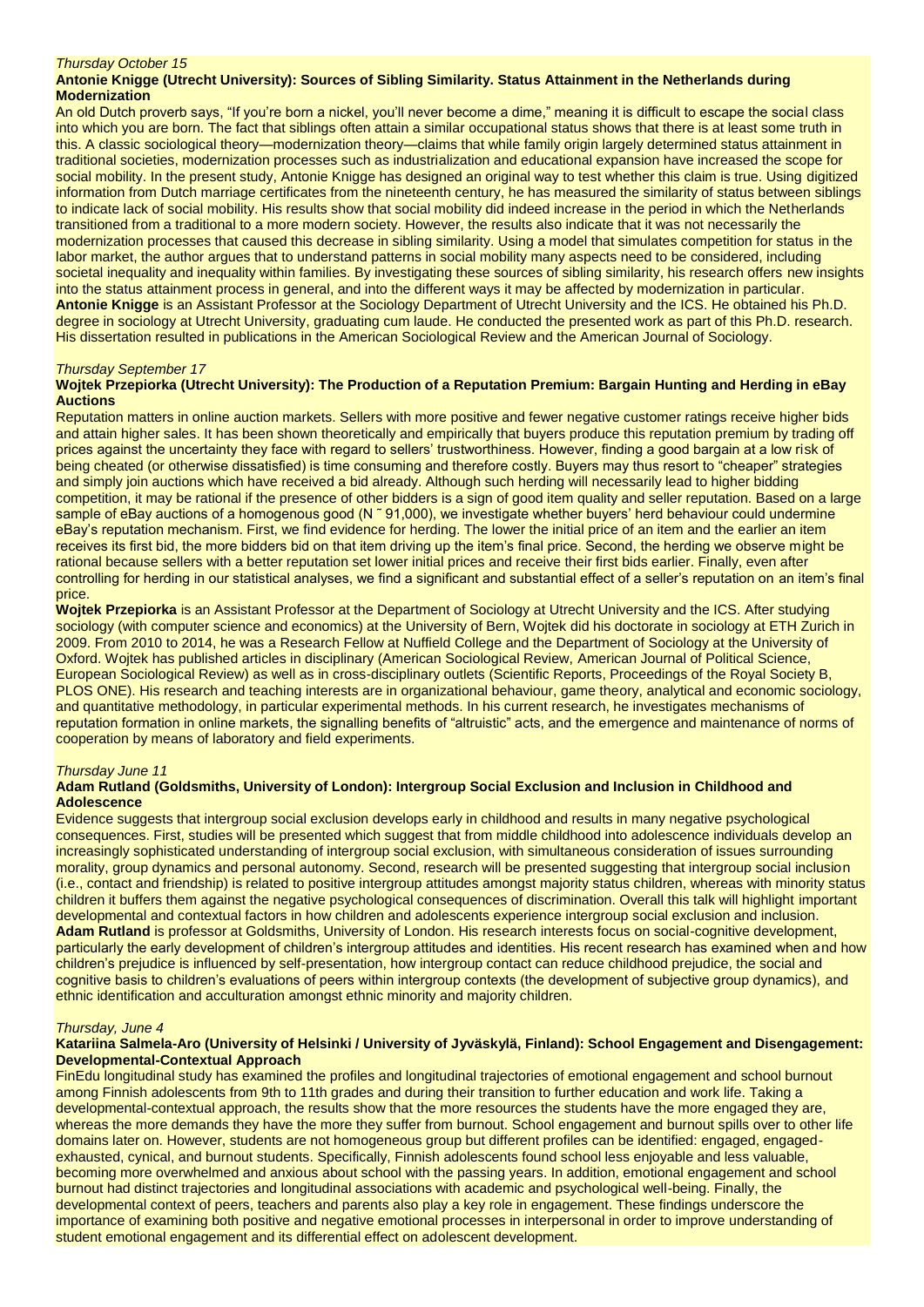*Thursday October 15*

**Antonie Knigge (Utrecht University): Sources of Sibling Similarity. Status Attainment in the Netherlands during Modernization**

An old Dutch proverb says, "If you're born a nickel, you'll never become a dime," meaning it is difficult to escape the social class into which you are born. The fact that siblings often attain a similar occupational status shows that there is at least some truth in this. A classic sociological theory—modernization theory—claims that while family origin largely determined status attainment in traditional societies, modernization processes such as industrialization and educational expansion have increased the scope for social mobility. In the present study, Antonie Knigge has designed an original way to test whether this claim is true. Using digitized information from Dutch marriage certificates from the nineteenth century, he has measured the similarity of status between siblings to indicate lack of social mobility. His results show that social mobility did indeed increase in the period in which the Netherlands transitioned from a traditional to a more modern society. However, the results also indicate that it was not necessarily the modernization processes that caused this decrease in sibling similarity. Using a model that simulates competition for status in the labor market, the author argues that to understand patterns in social mobility many aspects need to be considered, including societal inequality and inequality within families. By investigating these sources of sibling similarity, his research offers new insights into the status attainment process in general, and into the different ways it may be affected by modernization in particular.

**Antonie Knigge** is an Assistant Professor at the Sociology Department of Utrecht University and the ICS. He obtained his Ph.D. degree in sociology at Utrecht University, graduating cum laude. He conducted the presented work as part of this Ph.D. research. His dissertation resulted in publications in the American Sociological Review and the American Journal of Sociology.

*Thursday September 17*

**Wojtek Przepiorka (Utrecht University): The Production of a Reputation Premium: Bargain Hunting and Herding in eBay Auctions**

Reputation matters in online auction markets. Sellers with more positive and fewer negative customer ratings receive higher bids and attain higher sales. It has been shown theoretically and empirically that buyers produce this reputation premium by trading off prices against the uncertainty they face with regard to sellers' trustworthiness. However, finding a good bargain at a low risk of being cheated (or otherwise dissatisfied) is time consuming and therefore costly. Buyers may thus resort to "cheaper" strategies and simply join auctions which have received a bid already. Although such herding will necessarily lead to higher bidding competition, it may be rational if the presence of other bidders is a sign of good item quality and seller reputation. Based on a large sample of eBay auctions of a homogenous good (N ˜ 91,000), we investigate whether buyers' herd behaviour could undermine eBay's reputation mechanism. First, we find evidence for herding. The lower the initial price of an item and the earlier an item receives its first bid, the more bidders bid on that item driving up the item's final price. Second, the herding we observe might be rational because sellers with a better reputation set lower initial prices and receive their first bids earlier. Finally, even after controlling for herding in our statistical analyses, we find a significant and substantial effect of a seller's reputation on an item's final price.

**Wojtek Przepiorka** is an Assistant Professor at the Department of Sociology at Utrecht University and the ICS. After studying sociology (with computer science and economics) at the University of Bern, Wojtek did his doctorate in sociology at ETH Zurich in 2009. From 2010 to 2014, he was a Research Fellow at Nuffield College and the Department of Sociology at the University of Oxford. Wojtek has published articles in disciplinary (American Sociological Review, American Journal of Political Science, European Sociological Review) as well as in cross-disciplinary outlets (Scientific Reports, Proceedings of the Royal Society B, PLOS ONE). His research and teaching interests are in organizational behaviour, game theory, analytical and economic sociology, and quantitative methodology, in particular experimental methods. In his current research, he investigates mechanisms of reputation formation in online markets, the signalling benefits of "altruistic" acts, and the emergence and maintenance of norms of cooperation by means of laboratory and field experiments.

*Thursday June 11*

**Adam Rutland (Goldsmiths, University of London): Intergroup Social Exclusion and Inclusion in Childhood and Adolescence**

Evidence suggests that intergroup social exclusion develops early in childhood and results in many negative psychological consequences. First, studies will be presented which suggest that from middle childhood into adolescence individuals develop an increasingly sophisticated understanding of intergroup social exclusion, with simultaneous consideration of issues surrounding morality, group dynamics and personal autonomy. Second, research will be presented suggesting that intergroup social inclusion (i.e., contact and friendship) is related to positive intergroup attitudes amongst majority status children, whereas with minority status children it buffers them against the negative psychological consequences of discrimination. Overall this talk will highlight important developmental and contextual factors in how children and adolescents experience intergroup social exclusion and inclusion.

**Adam Rutland** is professor at Goldsmiths, University of London. His research interests focus on social-cognitive development, particularly the early development of children's intergroup attitudes and identities. His recent research has examined when and how children's prejudice is influenced by self-presentation, how intergroup contact can reduce childhood prejudice, the social and cognitive basis to children's evaluations of peers within intergroup contexts (the development of subjective group dynamics), and ethnic identification and acculturation amongst ethnic minority and majority children.

*Thursday, June 4*

**Katariina Salmela-Aro (University of Helsinki / University of Jyväskylä, Finland): School Engagement and Disengagement: Developmental-Contextual Approach**

FinEdu longitudinal study has examined the profiles and longitudinal trajectories of emotional engagement and school burnout among Finnish adolescents from 9th to 11th grades and during their transition to further education and work life. Taking a developmental-contextual approach, the results show that the more resources the students have the more engaged they are, whereas the more demands they have the more they suffer from burnout. School engagement and burnout spills over to other life domains later on. However, students are not homogeneous group but different profiles can be identified: engaged, engaged-exhausted, cynical, and burnout students. Specifically, Finnish adolescents found school less enjoyable and less valuable, becoming more overwhelmed and anxious about school with the passing years. In addition, emotional engagement and school burnout had distinct trajectories and longitudinal associations with academic and psychological well-being. Finally, the developmental context of peers, teachers and parents also play a key role in engagement. These findings underscore the importance of examining both positive and negative emotional processes in interpersonal in order to improve understanding of student emotional engagement and its differential effect on adolescent development.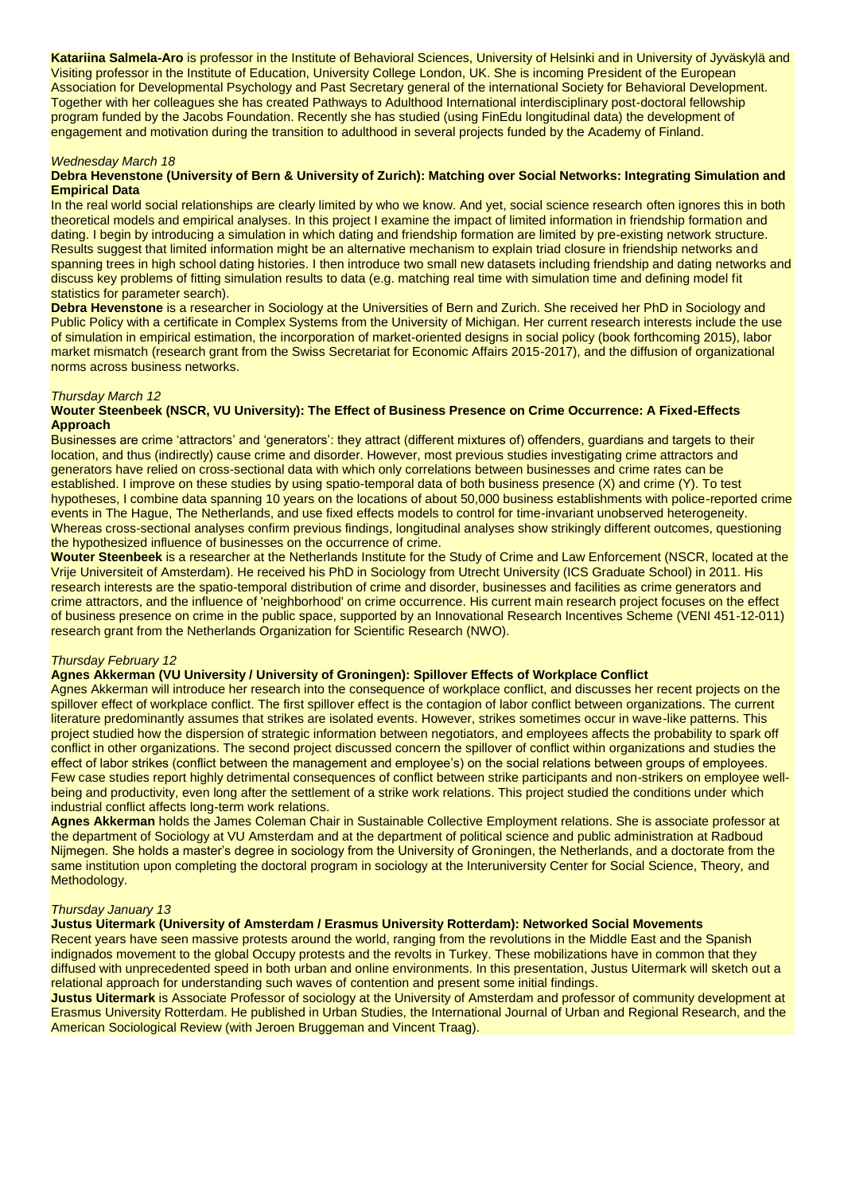**Katariina Salmela-Aro** is professor in the Institute of Behavioral Sciences, University of Helsinki and in University of Jyväskylä and Visiting professor in the Institute of Education, University College London, UK. She is incoming President of the European Association for Developmental Psychology and Past Secretary general of the international Society for Behavioral Development. Together with her colleagues she has created Pathways to Adulthood International interdisciplinary post-doctoral fellowship program funded by the Jacobs Foundation. Recently she has studied (using FinEdu longitudinal data) the development of engagement and motivation during the transition to adulthood in several projects funded by the Academy of Finland.

*Wednesday March 18*

**Debra Hevenstone (University of Bern & University of Zurich): Matching over Social Networks: Integrating Simulation and Empirical Data**

In the real world social relationships are clearly limited by who we know. And yet, social science research often ignores this in both theoretical models and empirical analyses. In this project I examine the impact of limited information in friendship formation and dating. I begin by introducing a simulation in which dating and friendship formation are limited by pre-existing network structure. Results suggest that limited information might be an alternative mechanism to explain triad closure in friendship networks and spanning trees in high school dating histories. I then introduce two small new datasets including friendship and dating networks and discuss key problems of fitting simulation results to data (e.g. matching real time with simulation time and defining model fit statistics for parameter search).

**Debra Hevenstone** is a researcher in Sociology at the Universities of Bern and Zurich. She received her PhD in Sociology and Public Policy with a certificate in Complex Systems from the University of Michigan. Her current research interests include the use of simulation in empirical estimation, the incorporation of market-oriented designs in social policy (book forthcoming 2015), labor market mismatch (research grant from the Swiss Secretariat for Economic Affairs 2015-2017), and the diffusion of organizational norms across business networks.

*Thursday March 12*

**Wouter Steenbeek (NSCR, VU University): The Effect of Business Presence on Crime Occurrence: A Fixed-Effects Approach**

Businesses are crime 'attractors' and 'generators': they attract (different mixtures of) offenders, guardians and targets to their location, and thus (indirectly) cause crime and disorder. However, most previous studies investigating crime attractors and generators have relied on cross-sectional data with which only correlations between businesses and crime rates can be established. I improve on these studies by using spatio-temporal data of both business presence (X) and crime (Y). To test hypotheses, I combine data spanning 10 years on the locations of about 50,000 business establishments with police-reported crime events in The Hague, The Netherlands, and use fixed effects models to control for time-invariant unobserved heterogeneity. Whereas cross-sectional analyses confirm previous findings, longitudinal analyses show strikingly different outcomes, questioning the hypothesized influence of businesses on the occurrence of crime.

**Wouter Steenbeek** is a researcher at the Netherlands Institute for the Study of Crime and Law Enforcement (NSCR, located at the Vrije Universiteit of Amsterdam). He received his PhD in Sociology from Utrecht University (ICS Graduate School) in 2011. His research interests are the spatio-temporal distribution of crime and disorder, businesses and facilities as crime generators and crime attractors, and the influence of 'neighborhood' on crime occurrence. His current main research project focuses on the effect of business presence on crime in the public space, supported by an Innovational Research Incentives Scheme (VENI 451-12-011) research grant from the Netherlands Organization for Scientific Research (NWO).

*Thursday February 12*

**Agnes Akkerman (VU University / University of Groningen): Spillover Effects of Workplace Conflict**

Agnes Akkerman will introduce her research into the consequence of workplace conflict, and discusses her recent projects on the spillover effect of workplace conflict. The first spillover effect is the contagion of labor conflict between organizations. The current literature predominantly assumes that strikes are isolated events. However, strikes sometimes occur in wave-like patterns. This project studied how the dispersion of strategic information between negotiators, and employees affects the probability to spark off conflict in other organizations. The second project discussed concern the spillover of conflict within organizations and studies the effect of labor strikes (conflict between the management and employee's) on the social relations between groups of employees. Few case studies report highly detrimental consequences of conflict between strike participants and non-strikers on employee well-being and productivity, even long after the settlement of a strike work relations. This project studied the conditions under which industrial conflict affects long-term work relations.

**Agnes Akkerman** holds the James Coleman Chair in Sustainable Collective Employment relations. She is associate professor at the department of Sociology at VU Amsterdam and at the department of political science and public administration at Radboud Nijmegen. She holds a master's degree in sociology from the University of Groningen, the Netherlands, and a doctorate from the same institution upon completing the doctoral program in sociology at the Interuniversity Center for Social Science, Theory, and Methodology.

*Thursday January 13*

**Justus Uitermark (University of Amsterdam / Erasmus University Rotterdam): Networked Social Movements**

Recent years have seen massive protests around the world, ranging from the revolutions in the Middle East and the Spanish indignados movement to the global Occupy protests and the revolts in Turkey. These mobilizations have in common that they diffused with unprecedented speed in both urban and online environments. In this presentation, Justus Uitermark will sketch out a relational approach for understanding such waves of contention and present some initial findings.

**Justus Uitermark** is Associate Professor of sociology at the University of Amsterdam and professor of community development at Erasmus University Rotterdam. He published in Urban Studies, the International Journal of Urban and Regional Research, and the American Sociological Review (with Jeroen Bruggeman and Vincent Traag).